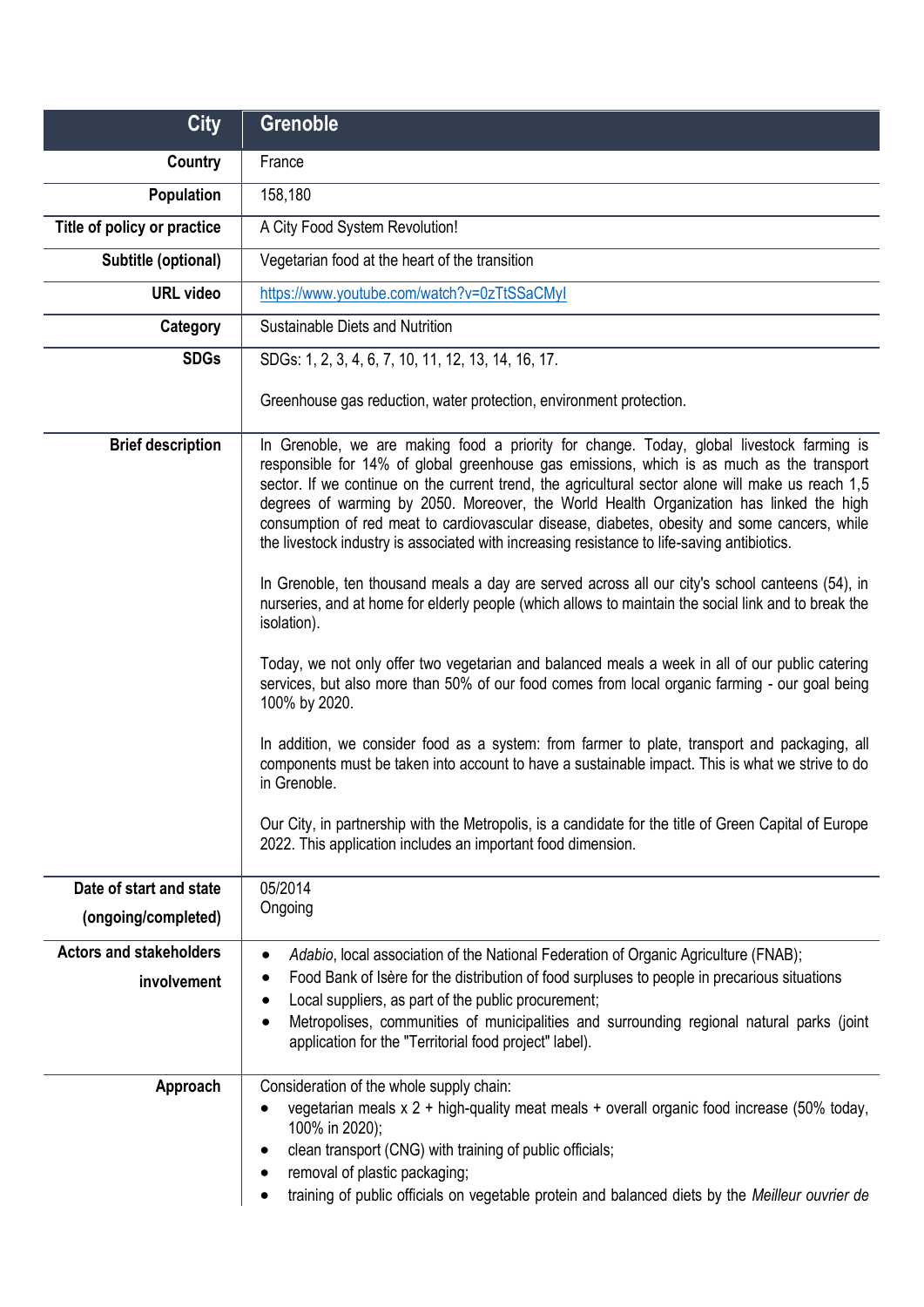| City | Grenoble |
|---|---|
| **Country** | France |
| **Population** | 158,180 |
| **Title of policy or practice** | A City Food System Revolution! |
| **Subtitle (optional)** | Vegetarian food at the heart of the transition |
| **URL video** | [https://www.youtube.com/watch?v=0zTtSSaCMyI](https://www.youtube.com/watch?v=0zTtSSaCMyI) |
| **Category** | Sustainable Diets and Nutrition |
| **SDGs** | SDGs: 1, 2, 3, 4, 6, 7, 10, 11, 12, 13, 14, 16, 17.<br><br>Greenhouse gas reduction, water protection, environment protection. |
| **Brief description** | In Grenoble, we are making food a priority for change. Today, global livestock farming is responsible for 14% of global greenhouse gas emissions, which is as much as the transport sector. If we continue on the current trend, the agricultural sector alone will make us reach 1,5 degrees of warming by 2050. Moreover, the World Health Organization has linked the high consumption of red meat to cardiovascular disease, diabetes, obesity and some cancers, while the livestock industry is associated with increasing resistance to life-saving antibiotics.<br><br>In Grenoble, ten thousand meals a day are served across all our city's school canteens (54), in nurseries, and at home for elderly people (which allows to maintain the social link and to break the isolation).<br><br>Today, we not only offer two vegetarian and balanced meals a week in all of our public catering services, but also more than 50% of our food comes from local organic farming - our goal being 100% by 2020.<br><br>In addition, we consider food as a system: from farmer to plate, transport and packaging, all components must be taken into account to have a sustainable impact. This is what we strive to do in Grenoble.<br><br>Our City, in partnership with the Metropolis, is a candidate for the title of Green Capital of Europe 2022. This application includes an important food dimension. |
| **Date of start and state (ongoing/completed)** | 05/2014<br>Ongoing |
| **Actors and stakeholders involvement** | • *Adabio*, local association of the National Federation of Organic Agriculture (FNAB);<br>• Food Bank of Isère for the distribution of food surpluses to people in precarious situations<br>• Local suppliers, as part of the public procurement;<br>• Metropolises, communities of municipalities and surrounding regional natural parks (joint application for the "Territorial food project" label). |
| **Approach** | Consideration of the whole supply chain:<br>• vegetarian meals x 2 + high-quality meat meals + overall organic food increase (50% today, 100% in 2020);<br>• clean transport (CNG) with training of public officials;<br>• removal of plastic packaging;<br>• training of public officials on vegetable protein and balanced diets by the *Meilleur ouvrier de* |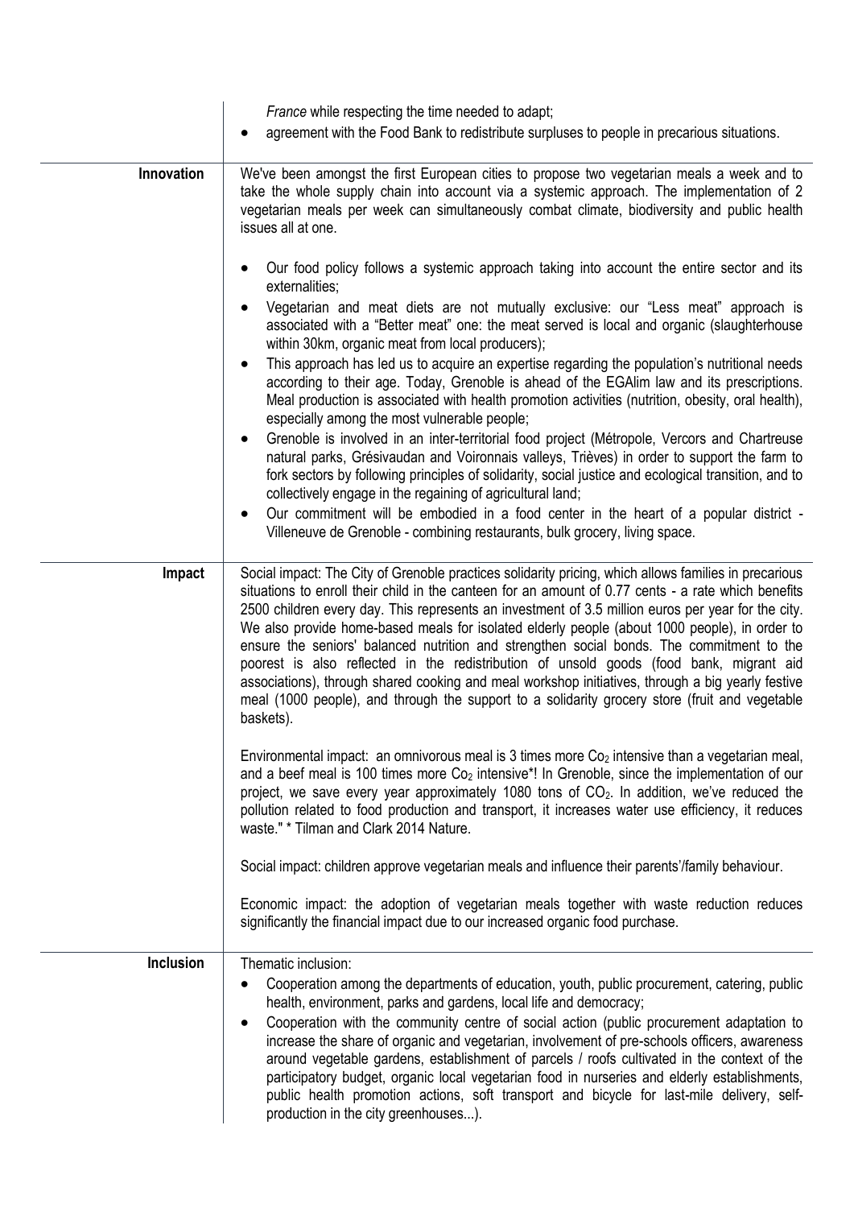| | |
|---|---|
| | *France* while respecting the time needed to adapt;<br>• agreement with the Food Bank to redistribute surpluses to people in precarious situations. |
| **Innovation** | We've been amongst the first European cities to propose two vegetarian meals a week and to take the whole supply chain into account via a systemic approach. The implementation of 2 vegetarian meals per week can simultaneously combat climate, biodiversity and public health issues all at one.<br><br>• Our food policy follows a systemic approach taking into account the entire sector and its externalities;<br>• Vegetarian and meat diets are not mutually exclusive: our "Less meat" approach is associated with a "Better meat" one: the meat served is local and organic (slaughterhouse within 30km, organic meat from local producers);<br>• This approach has led us to acquire an expertise regarding the population's nutritional needs according to their age. Today, Grenoble is ahead of the EGAlim law and its prescriptions. Meal production is associated with health promotion activities (nutrition, obesity, oral health), especially among the most vulnerable people;<br>• Grenoble is involved in an inter-territorial food project (Métropole, Vercors and Chartreuse natural parks, Grésivaudan and Voironnais valleys, Trièves) in order to support the farm to fork sectors by following principles of solidarity, social justice and ecological transition, and to collectively engage in the regaining of agricultural land;<br>• Our commitment will be embodied in a food center in the heart of a popular district - Villeneuve de Grenoble - combining restaurants, bulk grocery, living space. |
| **Impact** | Social impact: The City of Grenoble practices solidarity pricing, which allows families in precarious situations to enroll their child in the canteen for an amount of 0.77 cents - a rate which benefits 2500 children every day. This represents an investment of 3.5 million euros per year for the city. We also provide home-based meals for isolated elderly people (about 1000 people), in order to ensure the seniors' balanced nutrition and strengthen social bonds. The commitment to the poorest is also reflected in the redistribution of unsold goods (food bank, migrant aid associations), through shared cooking and meal workshop initiatives, through a big yearly festive meal (1000 people), and through the support to a solidarity grocery store (fruit and vegetable baskets).<br><br>Environmental impact: an omnivorous meal is 3 times more $Co_2$ intensive than a vegetarian meal, and a beef meal is 100 times more $Co_2$ intensive*! In Grenoble, since the implementation of our project, we save every year approximately 1080 tons of $CO_2$. In addition, we've reduced the pollution related to food production and transport, it increases water use efficiency, it reduces waste." * Tilman and Clark 2014 Nature.<br><br>Social impact: children approve vegetarian meals and influence their parents'/family behaviour.<br><br>Economic impact: the adoption of vegetarian meals together with waste reduction reduces significantly the financial impact due to our increased organic food purchase. |
| **Inclusion** | Thematic inclusion:<br>• Cooperation among the departments of education, youth, public procurement, catering, public health, environment, parks and gardens, local life and democracy;<br>• Cooperation with the community centre of social action (public procurement adaptation to increase the share of organic and vegetarian, involvement of pre-schools officers, awareness around vegetable gardens, establishment of parcels / roofs cultivated in the context of the participatory budget, organic local vegetarian food in nurseries and elderly establishments, public health promotion actions, soft transport and bicycle for last-mile delivery, self-production in the city greenhouses...). |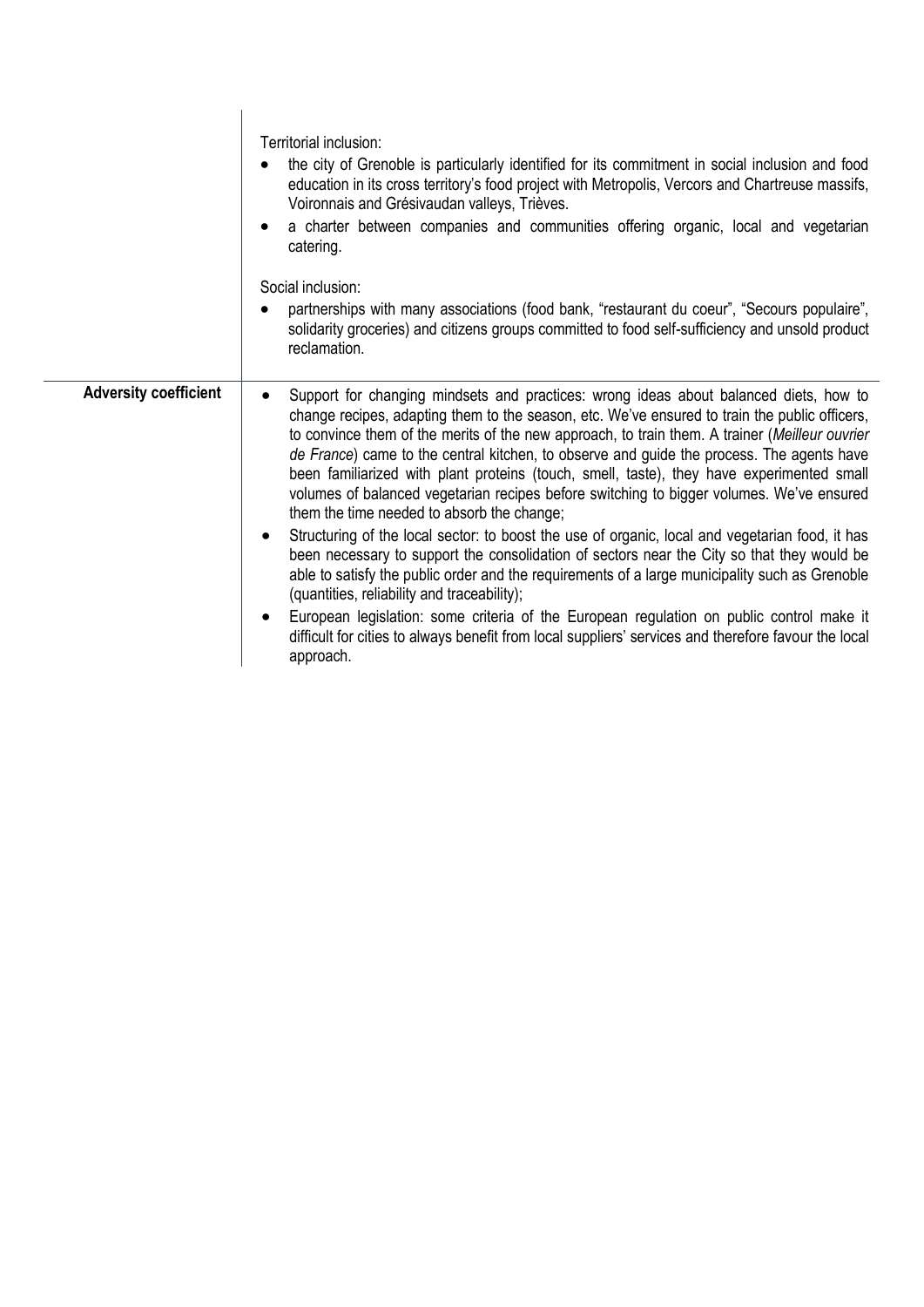| | |
|---|---|
| | Territorial inclusion:<br>• the city of Grenoble is particularly identified for its commitment in social inclusion and food education in its cross territory's food project with Metropolis, Vercors and Chartreuse massifs, Voironnais and Grésivaudan valleys, Trièves.<br>• a charter between companies and communities offering organic, local and vegetarian catering.<br><br>Social inclusion:<br>• partnerships with many associations (food bank, "restaurant du coeur", "Secours populaire", solidarity groceries) and citizens groups committed to food self-sufficiency and unsold product reclamation. |
| **Adversity coefficient** | • Support for changing mindsets and practices: wrong ideas about balanced diets, how to change recipes, adapting them to the season, etc. We've ensured to train the public officers, to convince them of the merits of the new approach, to train them. A trainer (*Meilleur ouvrier de France*) came to the central kitchen, to observe and guide the process. The agents have been familiarized with plant proteins (touch, smell, taste), they have experimented small volumes of balanced vegetarian recipes before switching to bigger volumes. We've ensured them the time needed to absorb the change;<br>• Structuring of the local sector: to boost the use of organic, local and vegetarian food, it has been necessary to support the consolidation of sectors near the City so that they would be able to satisfy the public order and the requirements of a large municipality such as Grenoble (quantities, reliability and traceability);<br>• European legislation: some criteria of the European regulation on public control make it difficult for cities to always benefit from local suppliers' services and therefore favour the local approach. |